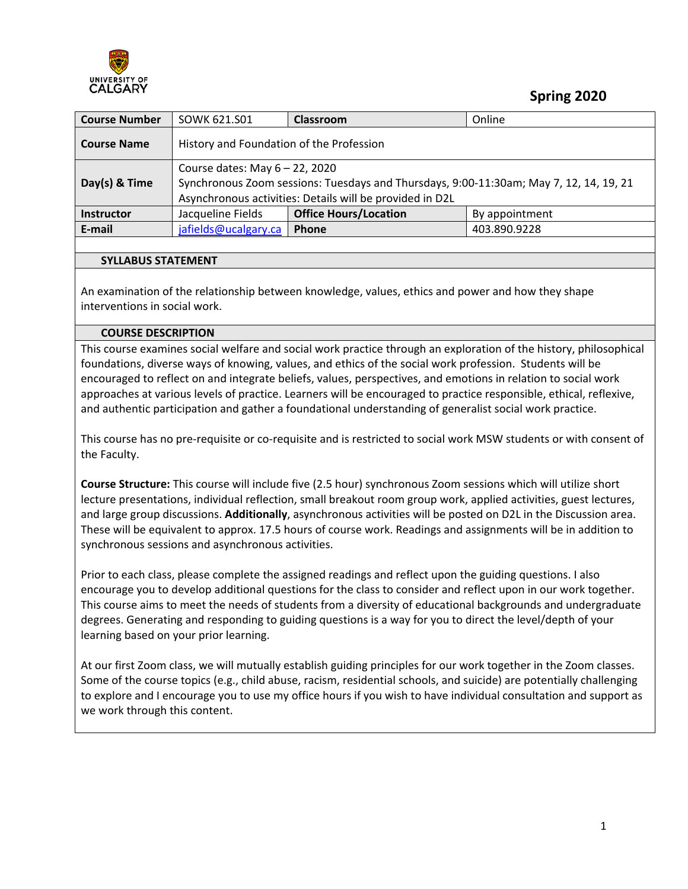**Spring 2020**

| Course Number | SOWK 621.S01 | Classroom | Online |
|---|---|---|---|
| Course Name | History and Foundation of the Profession | | |
| Day(s) & Time | Course dates: May 6 – 22, 2020<br>Synchronous Zoom sessions: Tuesdays and Thursdays, 9:00-11:30am; May 7, 12, 14, 19, 21<br>Asynchronous activities: Details will be provided in D2L | | |
| Instructor | Jacqueline Fields | Office Hours/Location | By appointment |
| E-mail | jafields@ucalgary.ca | Phone | 403.890.9228 |

## SYLLABUS STATEMENT

An examination of the relationship between knowledge, values, ethics and power and how they shape interventions in social work.

## COURSE DESCRIPTION

This course examines social welfare and social work practice through an exploration of the history, philosophical foundations, diverse ways of knowing, values, and ethics of the social work profession. Students will be encouraged to reflect on and integrate beliefs, values, perspectives, and emotions in relation to social work approaches at various levels of practice. Learners will be encouraged to practice responsible, ethical, reflexive, and authentic participation and gather a foundational understanding of generalist social work practice.

This course has no pre-requisite or co-requisite and is restricted to social work MSW students or with consent of the Faculty.

**Course Structure:** This course will include five (2.5 hour) synchronous Zoom sessions which will utilize short lecture presentations, individual reflection, small breakout room group work, applied activities, guest lectures, and large group discussions. **Additionally**, asynchronous activities will be posted on D2L in the Discussion area. These will be equivalent to approx. 17.5 hours of course work. Readings and assignments will be in addition to synchronous sessions and asynchronous activities.

Prior to each class, please complete the assigned readings and reflect upon the guiding questions. I also encourage you to develop additional questions for the class to consider and reflect upon in our work together. This course aims to meet the needs of students from a diversity of educational backgrounds and undergraduate degrees. Generating and responding to guiding questions is a way for you to direct the level/depth of your learning based on your prior learning.

At our first Zoom class, we will mutually establish guiding principles for our work together in the Zoom classes. Some of the course topics (e.g., child abuse, racism, residential schools, and suicide) are potentially challenging to explore and I encourage you to use my office hours if you wish to have individual consultation and support as we work through this content.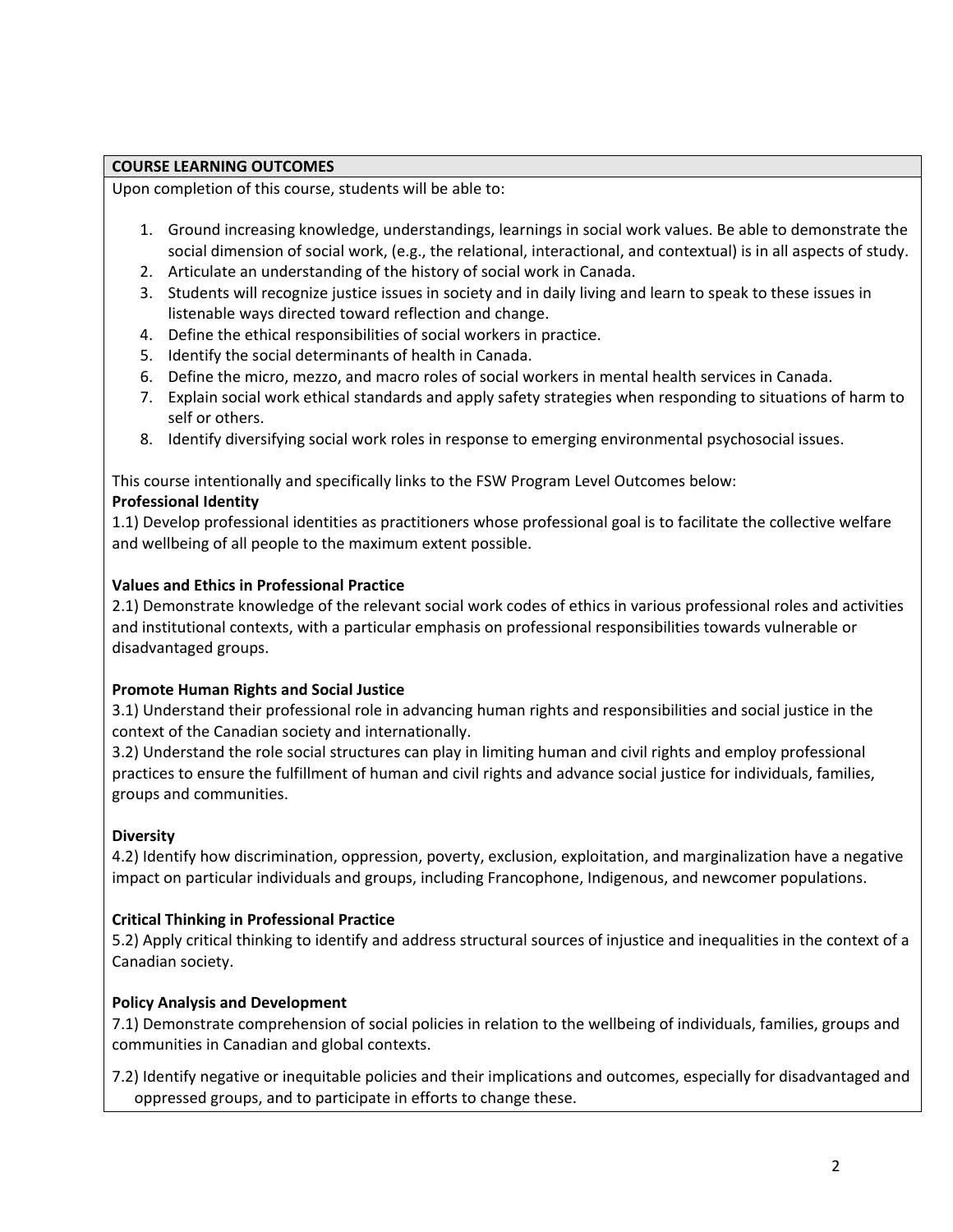## COURSE LEARNING OUTCOMES

Upon completion of this course, students will be able to:

1. Ground increasing knowledge, understandings, learnings in social work values. Be able to demonstrate the social dimension of social work, (e.g., the relational, interactional, and contextual) is in all aspects of study.
2. Articulate an understanding of the history of social work in Canada.
3. Students will recognize justice issues in society and in daily living and learn to speak to these issues in listenable ways directed toward reflection and change.
4. Define the ethical responsibilities of social workers in practice.
5. Identify the social determinants of health in Canada.
6. Define the micro, mezzo, and macro roles of social workers in mental health services in Canada.
7. Explain social work ethical standards and apply safety strategies when responding to situations of harm to self or others.
8. Identify diversifying social work roles in response to emerging environmental psychosocial issues.

This course intentionally and specifically links to the FSW Program Level Outcomes below:

**Professional Identity**

1.1) Develop professional identities as practitioners whose professional goal is to facilitate the collective welfare and wellbeing of all people to the maximum extent possible.

**Values and Ethics in Professional Practice**

2.1) Demonstrate knowledge of the relevant social work codes of ethics in various professional roles and activities and institutional contexts, with a particular emphasis on professional responsibilities towards vulnerable or disadvantaged groups.

**Promote Human Rights and Social Justice**

3.1) Understand their professional role in advancing human rights and responsibilities and social justice in the context of the Canadian society and internationally.

3.2) Understand the role social structures can play in limiting human and civil rights and employ professional practices to ensure the fulfillment of human and civil rights and advance social justice for individuals, families, groups and communities.

**Diversity**

4.2) Identify how discrimination, oppression, poverty, exclusion, exploitation, and marginalization have a negative impact on particular individuals and groups, including Francophone, Indigenous, and newcomer populations.

**Critical Thinking in Professional Practice**

5.2) Apply critical thinking to identify and address structural sources of injustice and inequalities in the context of a Canadian society.

**Policy Analysis and Development**

7.1) Demonstrate comprehension of social policies in relation to the wellbeing of individuals, families, groups and communities in Canadian and global contexts.

7.2) Identify negative or inequitable policies and their implications and outcomes, especially for disadvantaged and oppressed groups, and to participate in efforts to change these.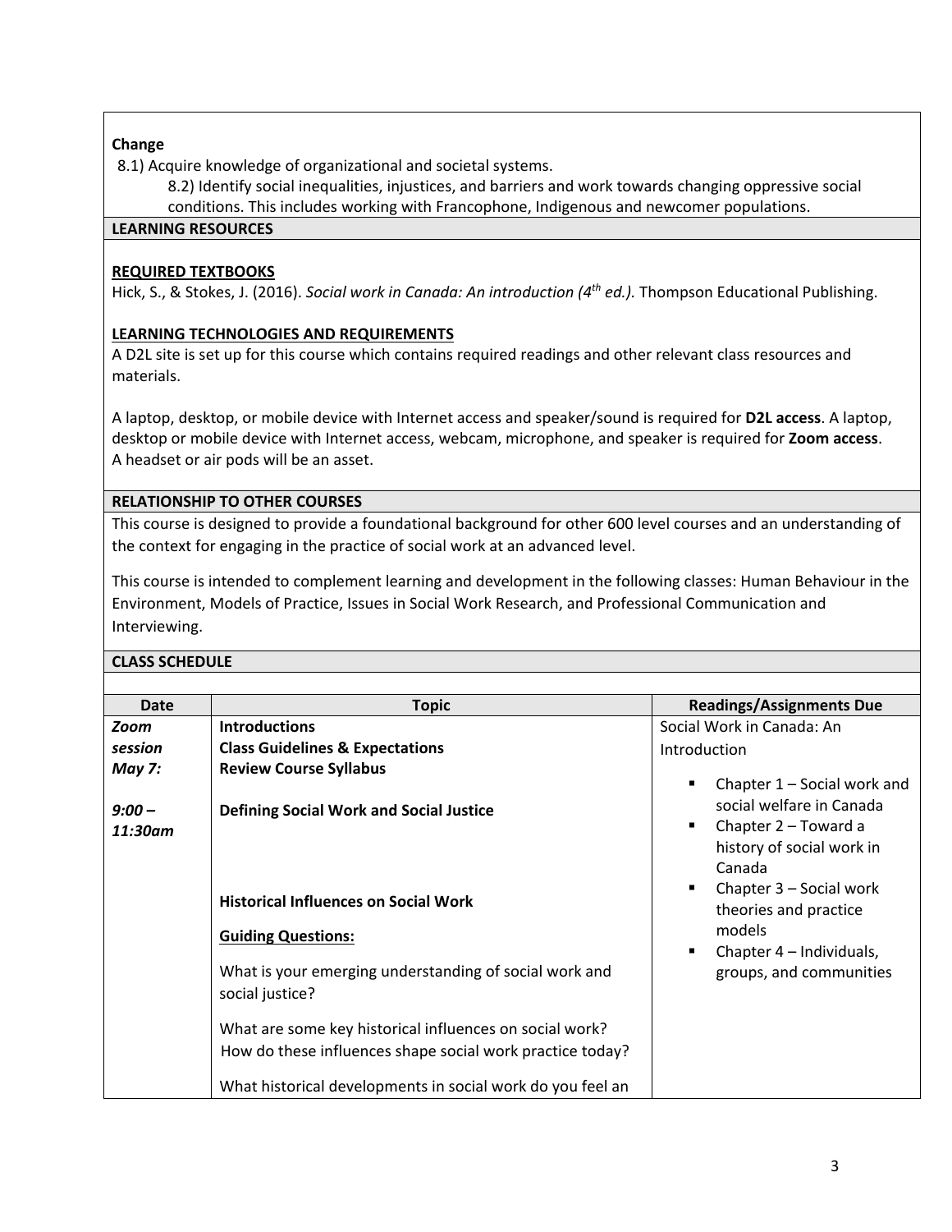**Change**

8.1) Acquire knowledge of organizational and societal systems.

8.2) Identify social inequalities, injustices, and barriers and work towards changing oppressive social conditions. This includes working with Francophone, Indigenous and newcomer populations.

## LEARNING RESOURCES

### REQUIRED TEXTBOOKS

Hick, S., & Stokes, J. (2016). *Social work in Canada: An introduction (4th ed.).* Thompson Educational Publishing.

### LEARNING TECHNOLOGIES AND REQUIREMENTS

A D2L site is set up for this course which contains required readings and other relevant class resources and materials.

A laptop, desktop, or mobile device with Internet access and speaker/sound is required for **D2L access**. A laptop, desktop or mobile device with Internet access, webcam, microphone, and speaker is required for **Zoom access**. A headset or air pods will be an asset.

## RELATIONSHIP TO OTHER COURSES

This course is designed to provide a foundational background for other 600 level courses and an understanding of the context for engaging in the practice of social work at an advanced level.

This course is intended to complement learning and development in the following classes: Human Behaviour in the Environment, Models of Practice, Issues in Social Work Research, and Professional Communication and Interviewing.

## CLASS SCHEDULE

| Date | Topic | Readings/Assignments Due |
|---|---|---|
| ***Zoom session May 7:*** <br><br> ***9:00 – 11:30am*** | **Introductions** <br> **Class Guidelines & Expectations** <br> **Review Course Syllabus** <br><br> **Defining Social Work and Social Justice** <br><br> **Historical Influences on Social Work** <br><br> **Guiding Questions:** <br><br> What is your emerging understanding of social work and social justice? <br><br> What are some key historical influences on social work? How do these influences shape social work practice today? <br><br> What historical developments in social work do you feel an | Social Work in Canada: An Introduction <br><br> ▪ Chapter 1 – Social work and social welfare in Canada <br> ▪ Chapter 2 – Toward a history of social work in Canada <br> ▪ Chapter 3 – Social work theories and practice models <br> ▪ Chapter 4 – Individuals, groups, and communities |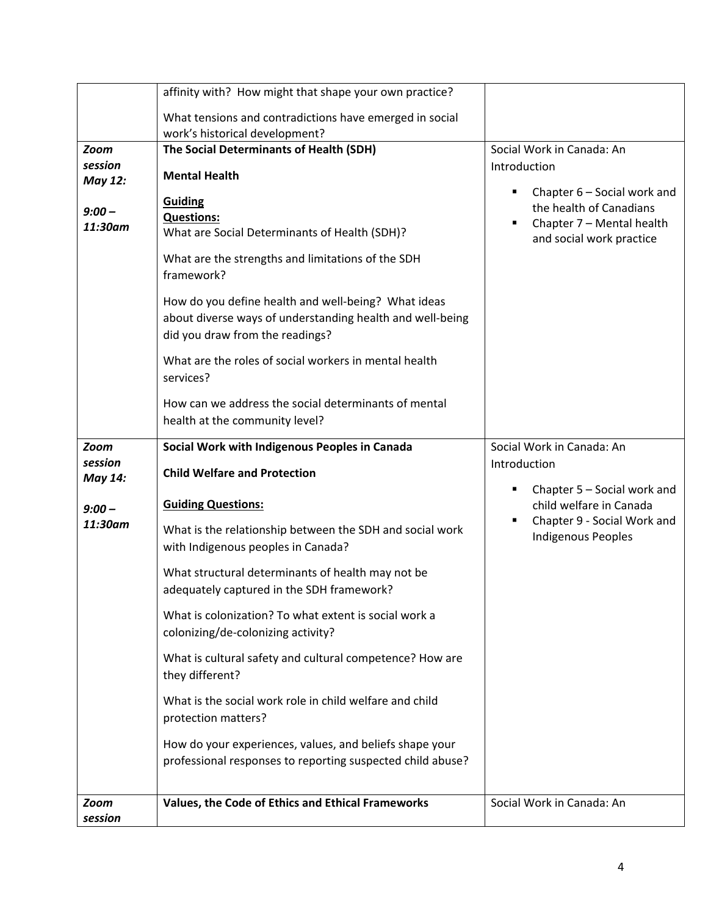| | | |
|---|---|---|
| | affinity with? How might that shape your own practice?<br><br>What tensions and contradictions have emerged in social work's historical development? | |
| ***Zoom session May 12:***<br><br>***9:00 – 11:30am*** | **The Social Determinants of Health (SDH)**<br><br>**Mental Health**<br><br>**<u>Guiding Questions:</u>**<br>What are Social Determinants of Health (SDH)?<br><br>What are the strengths and limitations of the SDH framework?<br><br>How do you define health and well-being? What ideas about diverse ways of understanding health and well-being did you draw from the readings?<br><br>What are the roles of social workers in mental health services?<br><br>How can we address the social determinants of mental health at the community level? | Social Work in Canada: An Introduction<br><br>▪ Chapter 6 – Social work and the health of Canadians<br>▪ Chapter 7 – Mental health and social work practice |
| ***Zoom session May 14:***<br><br>***9:00 – 11:30am*** | **Social Work with Indigenous Peoples in Canada**<br><br>**Child Welfare and Protection**<br><br>**<u>Guiding Questions:</u>**<br><br>What is the relationship between the SDH and social work with Indigenous peoples in Canada?<br><br>What structural determinants of health may not be adequately captured in the SDH framework?<br><br>What is colonization? To what extent is social work a colonizing/de-colonizing activity?<br><br>What is cultural safety and cultural competence? How are they different?<br><br>What is the social work role in child welfare and child protection matters?<br><br>How do your experiences, values, and beliefs shape your professional responses to reporting suspected child abuse? | Social Work in Canada: An Introduction<br><br>▪ Chapter 5 – Social work and child welfare in Canada<br>▪ Chapter 9 - Social Work and Indigenous Peoples |
| ***Zoom session*** | **Values, the Code of Ethics and Ethical Frameworks** | Social Work in Canada: An |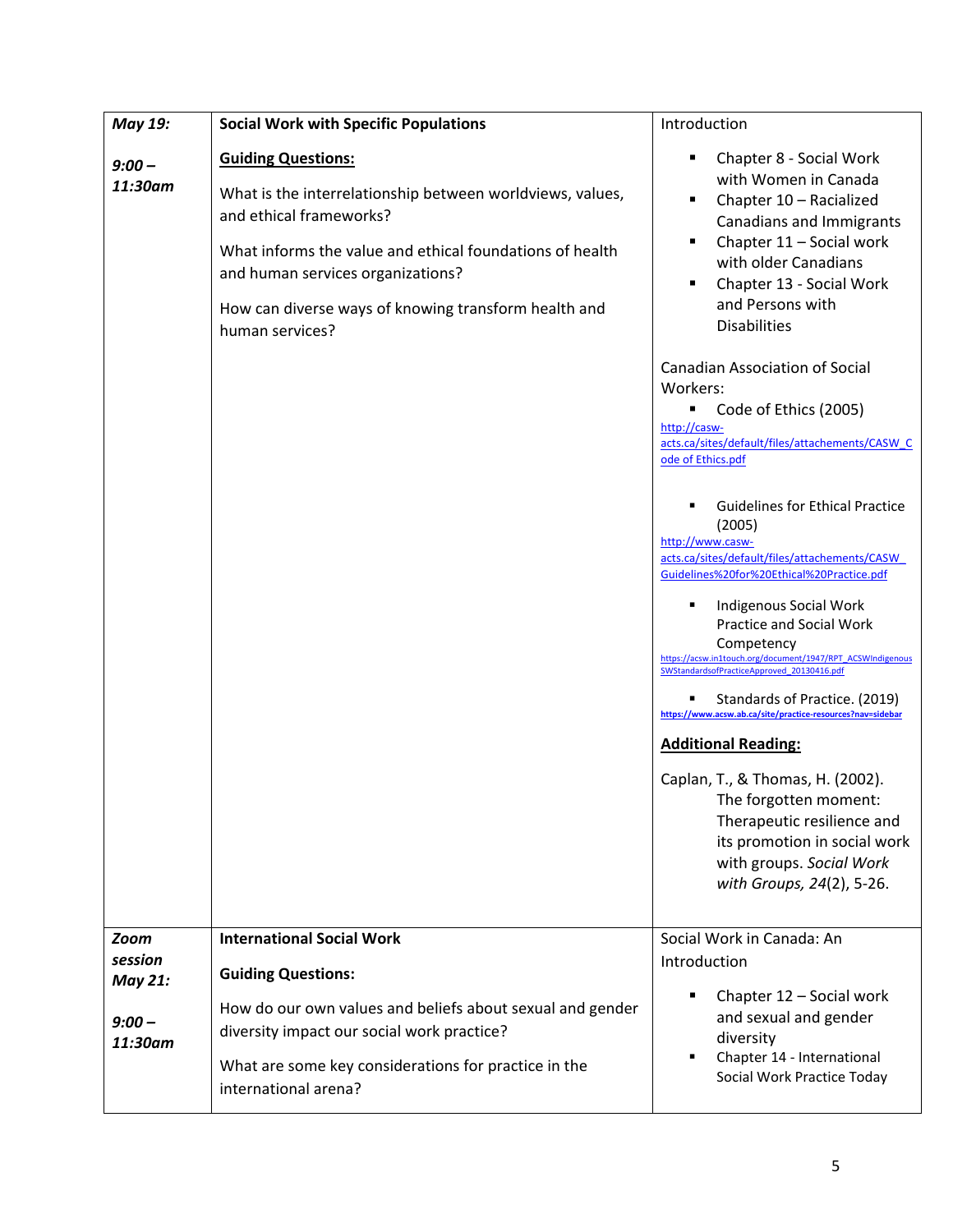| | | |
|---|---|---|
| ***May 19:*** <br><br> ***9:00 – 11:30am*** | **Social Work with Specific Populations** <br><br> **<u>Guiding Questions:</u>** <br><br> What is the interrelationship between worldviews, values, and ethical frameworks? <br><br> What informs the value and ethical foundations of health and human services organizations? <br><br> How can diverse ways of knowing transform health and human services? | Introduction <br><br> ▪ Chapter 8 - Social Work with Women in Canada <br> ▪ Chapter 10 – Racialized Canadians and Immigrants <br> ▪ Chapter 11 – Social work with older Canadians <br> ▪ Chapter 13 - Social Work and Persons with Disabilities <br><br> Canadian Association of Social Workers: <br> ▪ Code of Ethics (2005) <br> http://casw-acts.ca/sites/default/files/attachements/CASW_Code of Ethics.pdf <br><br> ▪ Guidelines for Ethical Practice (2005) <br> http://www.casw-acts.ca/sites/default/files/attachements/CASW_Guidelines%20for%20Ethical%20Practice.pdf <br><br> ▪ Indigenous Social Work Practice and Social Work Competency <br> https://acsw.in1touch.org/document/1947/RPT_ACSWIndigenousSWStandardsofPracticeApproved_20130416.pdf <br><br> ▪ Standards of Practice. (2019) <br> https://www.acsw.ab.ca/site/practice-resources?nav=sidebar <br><br> **<u>Additional Reading:</u>** <br><br> Caplan, T., & Thomas, H. (2002). The forgotten moment: Therapeutic resilience and its promotion in social work with groups. *Social Work with Groups, 24*(2), 5-26. |
| ***Zoom session May 21:*** <br><br> ***9:00 – 11:30am*** | **International Social Work** <br><br> **Guiding Questions:** <br><br> How do our own values and beliefs about sexual and gender diversity impact our social work practice? <br><br> What are some key considerations for practice in the international arena? | Social Work in Canada: An Introduction <br><br> ▪ Chapter 12 – Social work and sexual and gender diversity <br> ▪ Chapter 14 - International Social Work Practice Today |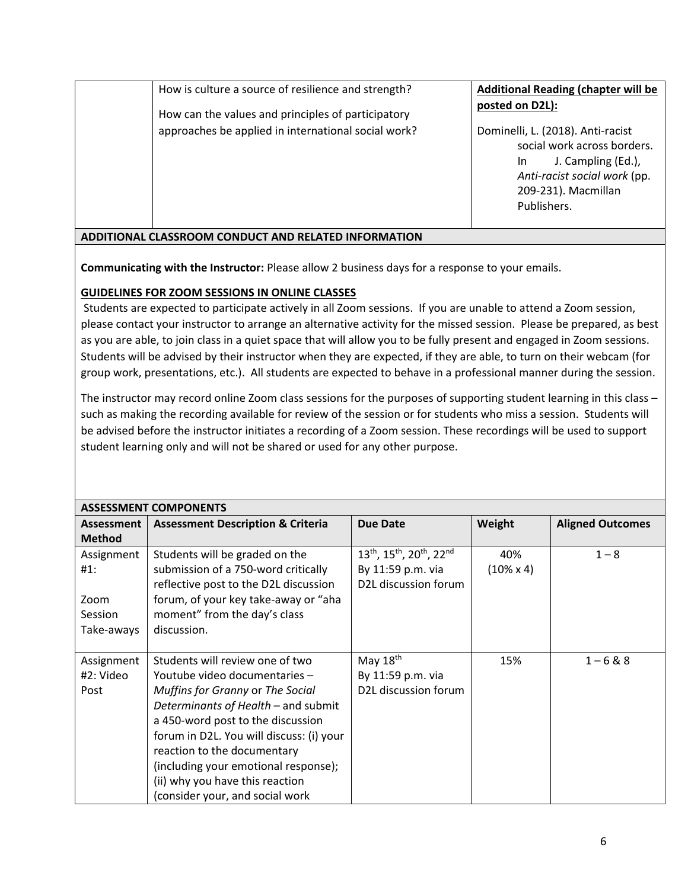|  | How is culture a source of resilience and strength?<br><br>How can the values and principles of participatory approaches be applied in international social work? | **Additional Reading (chapter will be posted on D2L):**<br><br>Dominelli, L. (2018). Anti-racist social work across borders. In J. Campling (Ed.), *Anti-racist social work* (pp. 209-231). Macmillan Publishers. |
|---|---|---|

## ADDITIONAL CLASSROOM CONDUCT AND RELATED INFORMATION

**Communicating with the Instructor:** Please allow 2 business days for a response to your emails.

**GUIDELINES FOR ZOOM SESSIONS IN ONLINE CLASSES**

Students are expected to participate actively in all Zoom sessions. If you are unable to attend a Zoom session, please contact your instructor to arrange an alternative activity for the missed session. Please be prepared, as best as you are able, to join class in a quiet space that will allow you to be fully present and engaged in Zoom sessions. Students will be advised by their instructor when they are expected, if they are able, to turn on their webcam (for group work, presentations, etc.). All students are expected to behave in a professional manner during the session.

The instructor may record online Zoom class sessions for the purposes of supporting student learning in this class – such as making the recording available for review of the session or for students who miss a session. Students will be advised before the instructor initiates a recording of a Zoom session. These recordings will be used to support student learning only and will not be shared or used for any other purpose.

## ASSESSMENT COMPONENTS

| Assessment Method | Assessment Description & Criteria | Due Date | Weight | Aligned Outcomes |
|---|---|---|---|---|
| Assignment #1:<br><br>Zoom Session Take-aways | Students will be graded on the submission of a 750-word critically reflective post to the D2L discussion forum, of your key take-away or "aha moment" from the day's class discussion. | 13th, 15th, 20th, 22nd By 11:59 p.m. via D2L discussion forum | 40% (10% x 4) | 1 – 8 |
| Assignment #2: Video Post | Students will review one of two Youtube video documentaries – *Muffins for Granny* or *The Social Determinants of Health* – and submit a 450-word post to the discussion forum in D2L. You will discuss: (i) your reaction to the documentary (including your emotional response); (ii) why you have this reaction (consider your, and social work | May 18th By 11:59 p.m. via D2L discussion forum | 15% | 1 – 6 & 8 |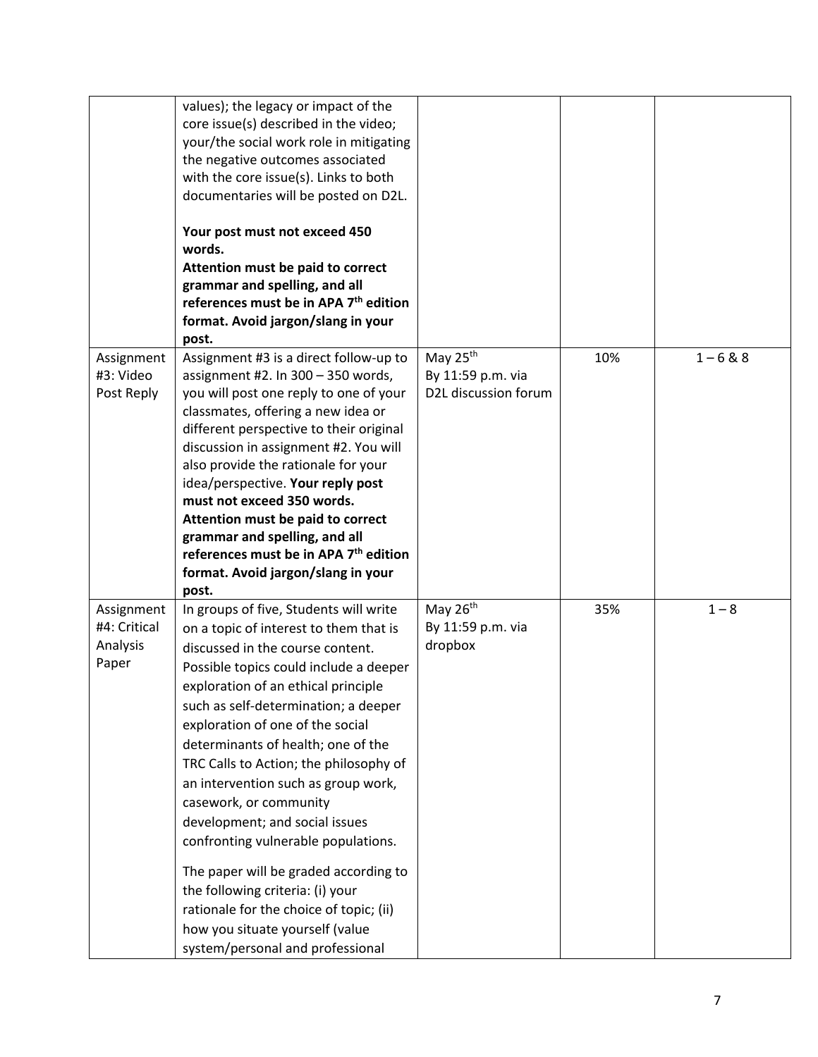| | | | | |
|---|---|---|---|---|
| | values); the legacy or impact of the core issue(s) described in the video; your/the social work role in mitigating the negative outcomes associated with the core issue(s). Links to both documentaries will be posted on D2L.<br><br>**Your post must not exceed 450 words.**<br>**Attention must be paid to correct grammar and spelling, and all references must be in APA 7th edition format. Avoid jargon/slang in your post.** | | | |
| Assignment #3: Video Post Reply | Assignment #3 is a direct follow-up to assignment #2. In 300 – 350 words, you will post one reply to one of your classmates, offering a new idea or different perspective to their original discussion in assignment #2. You will also provide the rationale for your idea/perspective. **Your reply post must not exceed 350 words. Attention must be paid to correct grammar and spelling, and all references must be in APA 7th edition format. Avoid jargon/slang in your post.** | May 25th By 11:59 p.m. via D2L discussion forum | 10% | 1 – 6 & 8 |
| Assignment #4: Critical Analysis Paper | In groups of five, Students will write on a topic of interest to them that is discussed in the course content. Possible topics could include a deeper exploration of an ethical principle such as self-determination; a deeper exploration of one of the social determinants of health; one of the TRC Calls to Action; the philosophy of an intervention such as group work, casework, or community development; and social issues confronting vulnerable populations.<br><br>The paper will be graded according to the following criteria: (i) your rationale for the choice of topic; (ii) how you situate yourself (value system/personal and professional | May 26th By 11:59 p.m. via dropbox | 35% | 1 – 8 |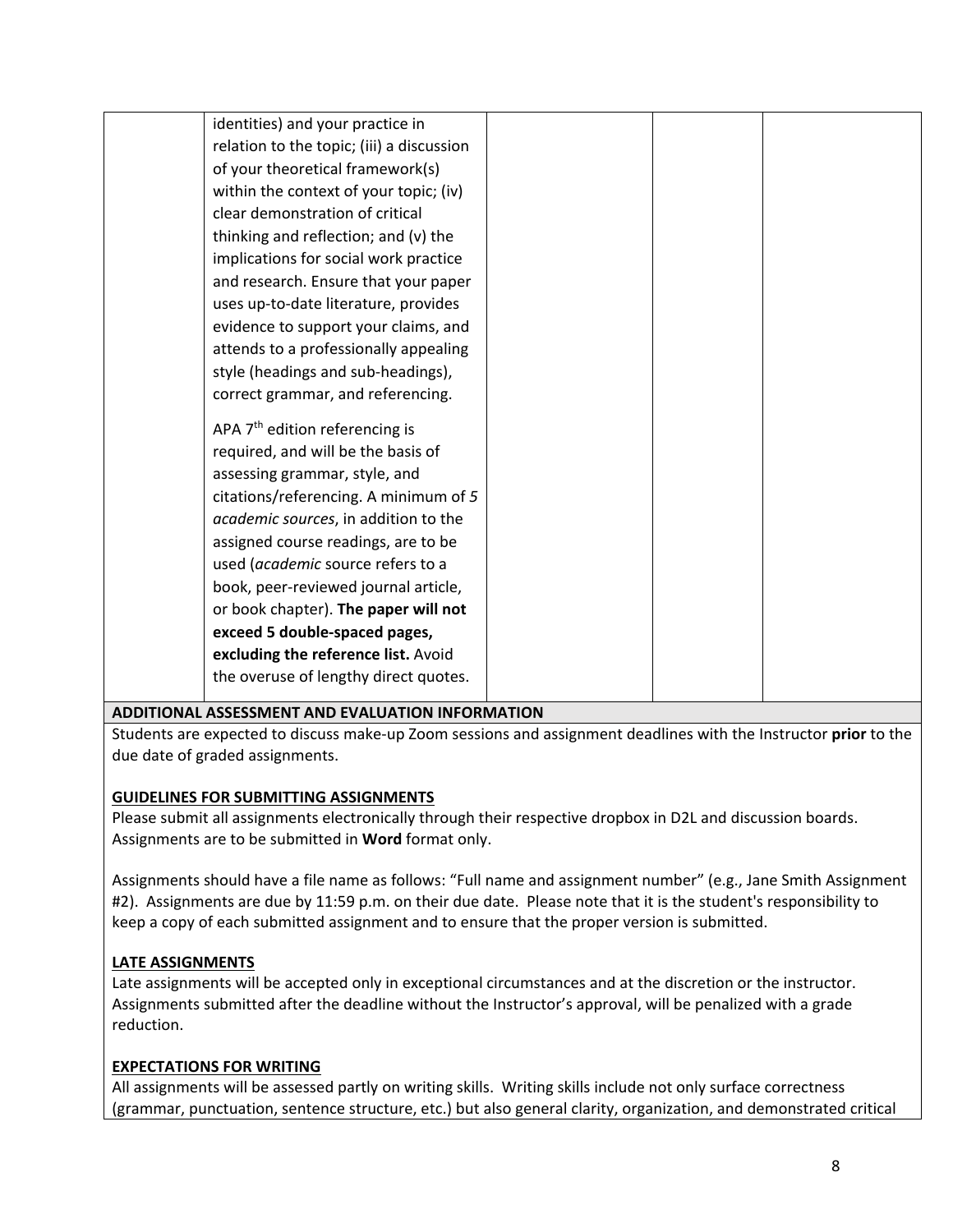| | | | | |
|---|---|---|---|---|
| | identities) and your practice in relation to the topic; (iii) a discussion of your theoretical framework(s) within the context of your topic; (iv) clear demonstration of critical thinking and reflection; and (v) the implications for social work practice and research. Ensure that your paper uses up-to-date literature, provides evidence to support your claims, and attends to a professionally appealing style (headings and sub-headings), correct grammar, and referencing.<br><br>APA 7th edition referencing is required, and will be the basis of assessing grammar, style, and citations/referencing. A minimum of *5 academic sources*, in addition to the assigned course readings, are to be used (*academic* source refers to a book, peer-reviewed journal article, or book chapter). **The paper will not exceed 5 double-spaced pages, excluding the reference list.** Avoid the overuse of lengthy direct quotes. | | | |

**ADDITIONAL ASSESSMENT AND EVALUATION INFORMATION**

Students are expected to discuss make-up Zoom sessions and assignment deadlines with the Instructor **prior** to the due date of graded assignments.

**GUIDELINES FOR SUBMITTING ASSIGNMENTS**

Please submit all assignments electronically through their respective dropbox in D2L and discussion boards. Assignments are to be submitted in **Word** format only.

Assignments should have a file name as follows: "Full name and assignment number" (e.g., Jane Smith Assignment #2). Assignments are due by 11:59 p.m. on their due date. Please note that it is the student's responsibility to keep a copy of each submitted assignment and to ensure that the proper version is submitted.

**LATE ASSIGNMENTS**

Late assignments will be accepted only in exceptional circumstances and at the discretion or the instructor. Assignments submitted after the deadline without the Instructor's approval, will be penalized with a grade reduction.

**EXPECTATIONS FOR WRITING**

All assignments will be assessed partly on writing skills. Writing skills include not only surface correctness (grammar, punctuation, sentence structure, etc.) but also general clarity, organization, and demonstrated critical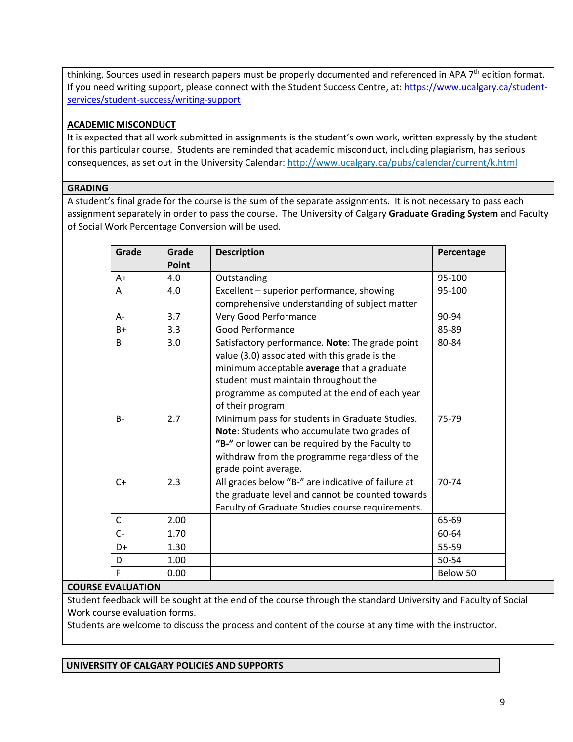thinking. Sources used in research papers must be properly documented and referenced in APA 7th edition format. If you need writing support, please connect with the Student Success Centre, at: https://www.ucalgary.ca/student-services/student-success/writing-support

**ACADEMIC MISCONDUCT**

It is expected that all work submitted in assignments is the student's own work, written expressly by the student for this particular course. Students are reminded that academic misconduct, including plagiarism, has serious consequences, as set out in the University Calendar: http://www.ucalgary.ca/pubs/calendar/current/k.html

## GRADING

A student's final grade for the course is the sum of the separate assignments. It is not necessary to pass each assignment separately in order to pass the course. The University of Calgary **Graduate Grading System** and Faculty of Social Work Percentage Conversion will be used.

| Grade | Grade Point | Description | Percentage |
|---|---|---|---|
| A+ | 4.0 | Outstanding | 95-100 |
| A | 4.0 | Excellent – superior performance, showing comprehensive understanding of subject matter | 95-100 |
| A- | 3.7 | Very Good Performance | 90-94 |
| B+ | 3.3 | Good Performance | 85-89 |
| B | 3.0 | Satisfactory performance. **Note**: The grade point value (3.0) associated with this grade is the minimum acceptable **average** that a graduate student must maintain throughout the programme as computed at the end of each year of their program. | 80-84 |
| B- | 2.7 | Minimum pass for students in Graduate Studies. **Note**: Students who accumulate two grades of **"B-"** or lower can be required by the Faculty to withdraw from the programme regardless of the grade point average. | 75-79 |
| C+ | 2.3 | All grades below "B-" are indicative of failure at the graduate level and cannot be counted towards Faculty of Graduate Studies course requirements. | 70-74 |
| C | 2.00 | | 65-69 |
| C- | 1.70 | | 60-64 |
| D+ | 1.30 | | 55-59 |
| D | 1.00 | | 50-54 |
| F | 0.00 | | Below 50 |

## COURSE EVALUATION

Student feedback will be sought at the end of the course through the standard University and Faculty of Social Work course evaluation forms.

Students are welcome to discuss the process and content of the course at any time with the instructor.

## UNIVERSITY OF CALGARY POLICIES AND SUPPORTS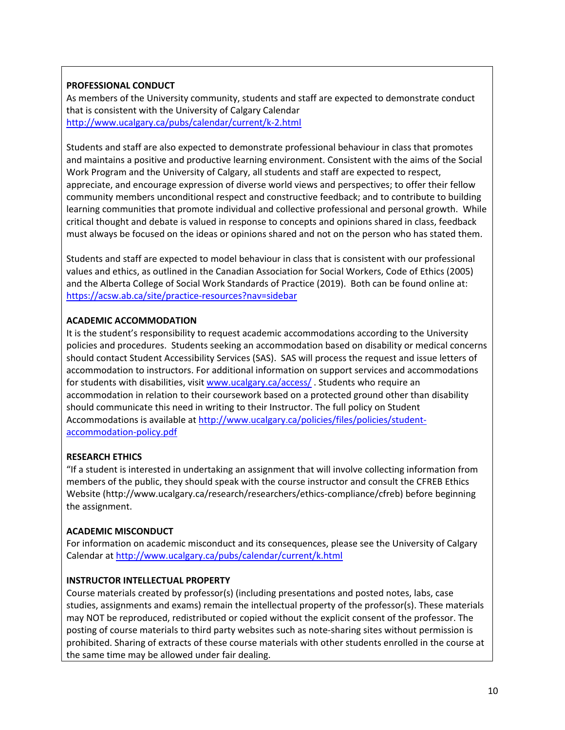**PROFESSIONAL CONDUCT**

As members of the University community, students and staff are expected to demonstrate conduct that is consistent with the University of Calgary Calendar http://www.ucalgary.ca/pubs/calendar/current/k-2.html

Students and staff are also expected to demonstrate professional behaviour in class that promotes and maintains a positive and productive learning environment. Consistent with the aims of the Social Work Program and the University of Calgary, all students and staff are expected to respect, appreciate, and encourage expression of diverse world views and perspectives; to offer their fellow community members unconditional respect and constructive feedback; and to contribute to building learning communities that promote individual and collective professional and personal growth. While critical thought and debate is valued in response to concepts and opinions shared in class, feedback must always be focused on the ideas or opinions shared and not on the person who has stated them.

Students and staff are expected to model behaviour in class that is consistent with our professional values and ethics, as outlined in the Canadian Association for Social Workers, Code of Ethics (2005) and the Alberta College of Social Work Standards of Practice (2019). Both can be found online at: https://acsw.ab.ca/site/practice-resources?nav=sidebar

**ACADEMIC ACCOMMODATION**

It is the student's responsibility to request academic accommodations according to the University policies and procedures. Students seeking an accommodation based on disability or medical concerns should contact Student Accessibility Services (SAS). SAS will process the request and issue letters of accommodation to instructors. For additional information on support services and accommodations for students with disabilities, visit www.ucalgary.ca/access/ . Students who require an accommodation in relation to their coursework based on a protected ground other than disability should communicate this need in writing to their Instructor. The full policy on Student Accommodations is available at http://www.ucalgary.ca/policies/files/policies/student-accommodation-policy.pdf

**RESEARCH ETHICS**

"If a student is interested in undertaking an assignment that will involve collecting information from members of the public, they should speak with the course instructor and consult the CFREB Ethics Website (http://www.ucalgary.ca/research/researchers/ethics-compliance/cfreb) before beginning the assignment.

**ACADEMIC MISCONDUCT**

For information on academic misconduct and its consequences, please see the University of Calgary Calendar at http://www.ucalgary.ca/pubs/calendar/current/k.html

**INSTRUCTOR INTELLECTUAL PROPERTY**

Course materials created by professor(s) (including presentations and posted notes, labs, case studies, assignments and exams) remain the intellectual property of the professor(s). These materials may NOT be reproduced, redistributed or copied without the explicit consent of the professor. The posting of course materials to third party websites such as note-sharing sites without permission is prohibited. Sharing of extracts of these course materials with other students enrolled in the course at the same time may be allowed under fair dealing.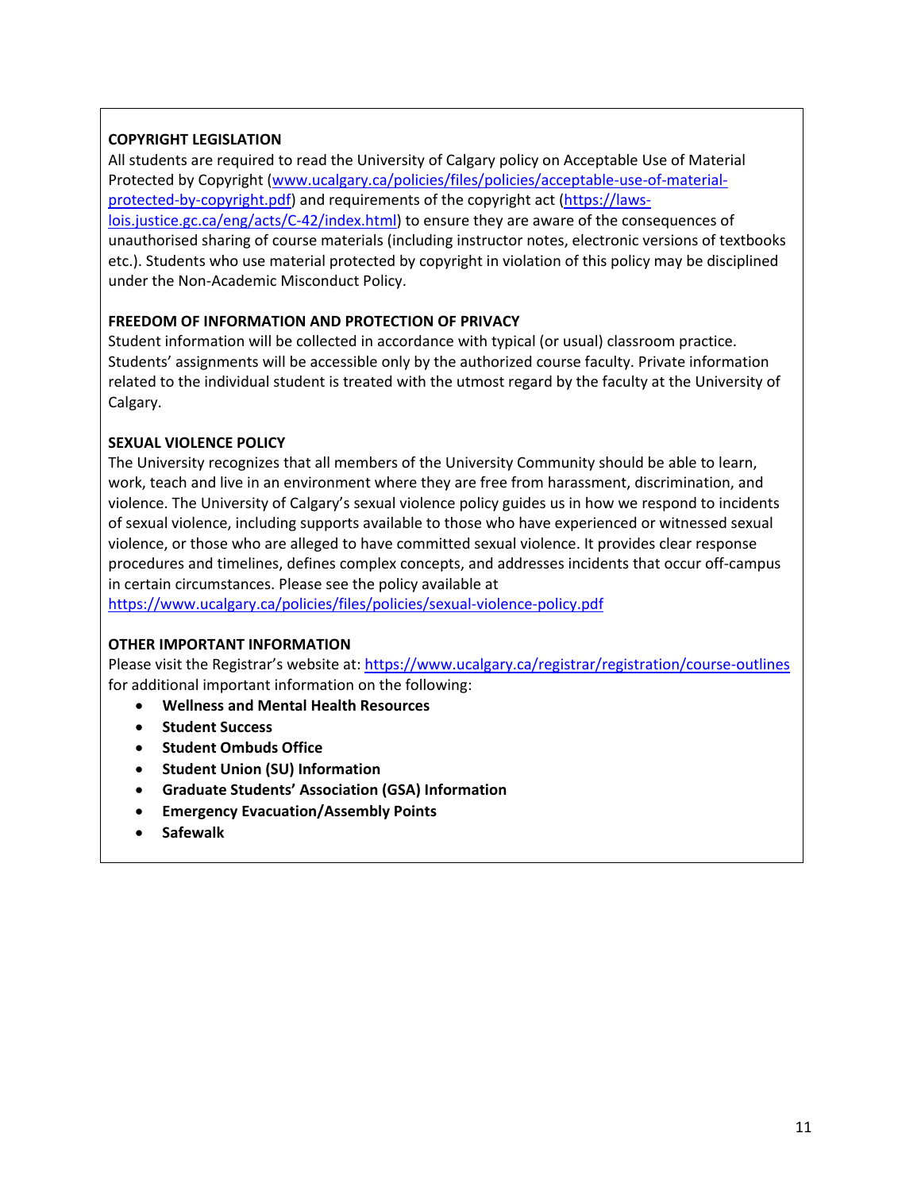**COPYRIGHT LEGISLATION**

All students are required to read the University of Calgary policy on Acceptable Use of Material Protected by Copyright (www.ucalgary.ca/policies/files/policies/acceptable-use-of-material-protected-by-copyright.pdf) and requirements of the copyright act (https://laws-lois.justice.gc.ca/eng/acts/C-42/index.html) to ensure they are aware of the consequences of unauthorised sharing of course materials (including instructor notes, electronic versions of textbooks etc.). Students who use material protected by copyright in violation of this policy may be disciplined under the Non-Academic Misconduct Policy.

**FREEDOM OF INFORMATION AND PROTECTION OF PRIVACY**

Student information will be collected in accordance with typical (or usual) classroom practice. Students' assignments will be accessible only by the authorized course faculty. Private information related to the individual student is treated with the utmost regard by the faculty at the University of Calgary.

**SEXUAL VIOLENCE POLICY**

The University recognizes that all members of the University Community should be able to learn, work, teach and live in an environment where they are free from harassment, discrimination, and violence. The University of Calgary's sexual violence policy guides us in how we respond to incidents of sexual violence, including supports available to those who have experienced or witnessed sexual violence, or those who are alleged to have committed sexual violence. It provides clear response procedures and timelines, defines complex concepts, and addresses incidents that occur off-campus in certain circumstances. Please see the policy available at https://www.ucalgary.ca/policies/files/policies/sexual-violence-policy.pdf

**OTHER IMPORTANT INFORMATION**

Please visit the Registrar's website at: https://www.ucalgary.ca/registrar/registration/course-outlines for additional important information on the following:

- **Wellness and Mental Health Resources**
- **Student Success**
- **Student Ombuds Office**
- **Student Union (SU) Information**
- **Graduate Students' Association (GSA) Information**
- **Emergency Evacuation/Assembly Points**
- **Safewalk**